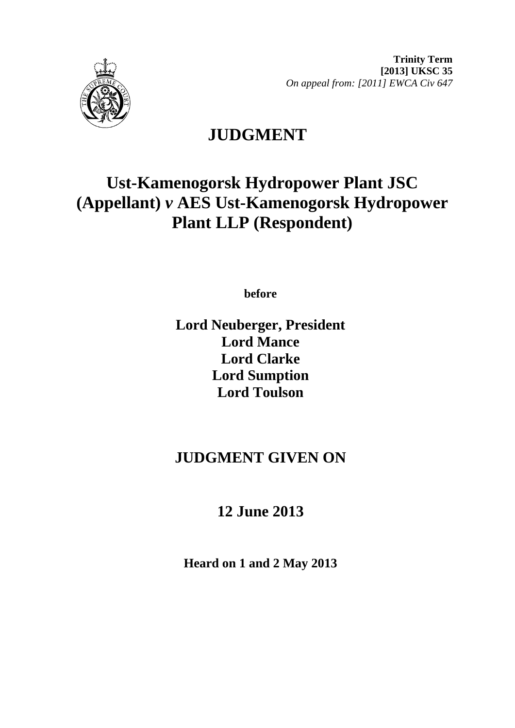**Trinity Term**
**[2013] UKSC 35**
*On appeal from: [2011] EWCA Civ 647*

# JUDGMENT

# Ust-Kamenogorsk Hydropower Plant JSC (Appellant) *v* AES Ust-Kamenogorsk Hydropower Plant LLP (Respondent)

**before**

**Lord Neuberger, President**
**Lord Mance**
**Lord Clarke**
**Lord Sumption**
**Lord Toulson**

## JUDGMENT GIVEN ON

## 12 June 2013

**Heard on 1 and 2 May 2013**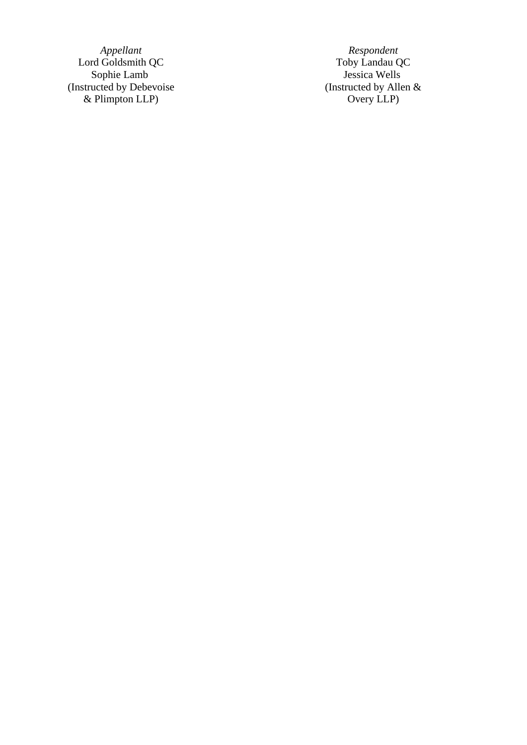| *Appellant* | *Respondent* |
| --- | --- |
| Lord Goldsmith QC | Toby Landau QC |
| Sophie Lamb | Jessica Wells |
| (Instructed by Debevoise & Plimpton LLP) | (Instructed by Allen & Overy LLP) |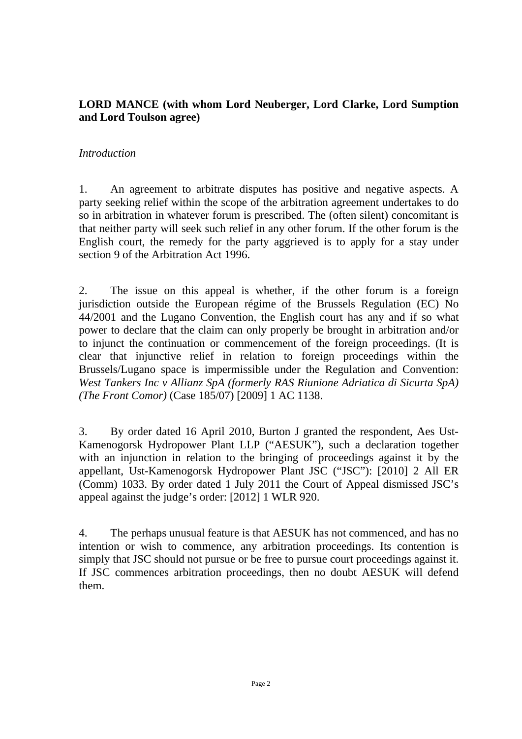**LORD MANCE (with whom Lord Neuberger, Lord Clarke, Lord Sumption and Lord Toulson agree)**

*Introduction*

1. An agreement to arbitrate disputes has positive and negative aspects. A party seeking relief within the scope of the arbitration agreement undertakes to do so in arbitration in whatever forum is prescribed. The (often silent) concomitant is that neither party will seek such relief in any other forum. If the other forum is the English court, the remedy for the party aggrieved is to apply for a stay under section 9 of the Arbitration Act 1996.

2. The issue on this appeal is whether, if the other forum is a foreign jurisdiction outside the European régime of the Brussels Regulation (EC) No 44/2001 and the Lugano Convention, the English court has any and if so what power to declare that the claim can only properly be brought in arbitration and/or to injunct the continuation or commencement of the foreign proceedings. (It is clear that injunctive relief in relation to foreign proceedings within the Brussels/Lugano space is impermissible under the Regulation and Convention: *West Tankers Inc v Allianz SpA (formerly RAS Riunione Adriatica di Sicurta SpA) (The Front Comor)* (Case 185/07) [2009] 1 AC 1138.

3. By order dated 16 April 2010, Burton J granted the respondent, Aes Ust-Kamenogorsk Hydropower Plant LLP ("AESUK"), such a declaration together with an injunction in relation to the bringing of proceedings against it by the appellant, Ust-Kamenogorsk Hydropower Plant JSC ("JSC"): [2010] 2 All ER (Comm) 1033. By order dated 1 July 2011 the Court of Appeal dismissed JSC's appeal against the judge's order: [2012] 1 WLR 920.

4. The perhaps unusual feature is that AESUK has not commenced, and has no intention or wish to commence, any arbitration proceedings. Its contention is simply that JSC should not pursue or be free to pursue court proceedings against it. If JSC commences arbitration proceedings, then no doubt AESUK will defend them.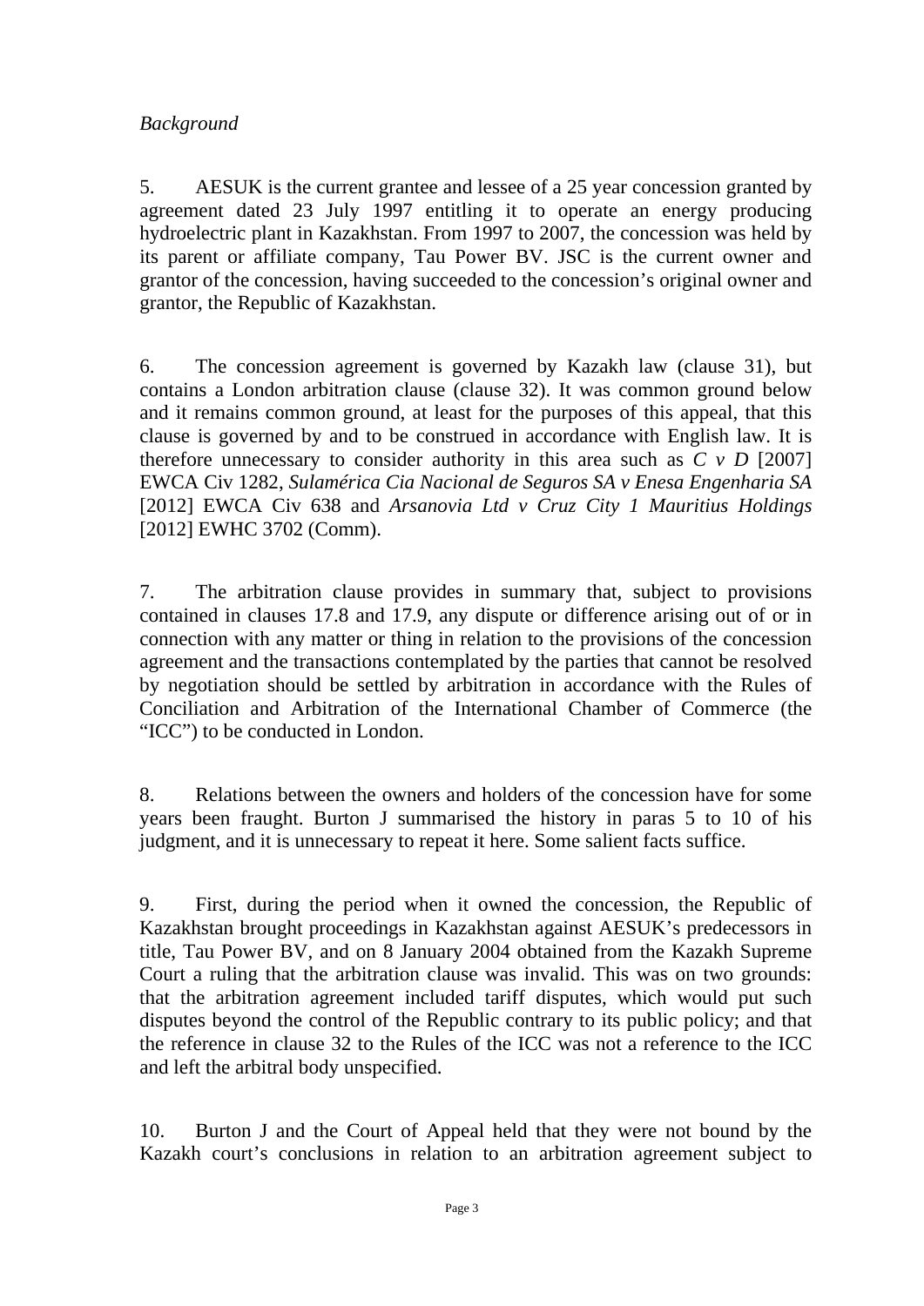*Background*

5. AESUK is the current grantee and lessee of a 25 year concession granted by agreement dated 23 July 1997 entitling it to operate an energy producing hydroelectric plant in Kazakhstan. From 1997 to 2007, the concession was held by its parent or affiliate company, Tau Power BV. JSC is the current owner and grantor of the concession, having succeeded to the concession's original owner and grantor, the Republic of Kazakhstan.

6. The concession agreement is governed by Kazakh law (clause 31), but contains a London arbitration clause (clause 32). It was common ground below and it remains common ground, at least for the purposes of this appeal, that this clause is governed by and to be construed in accordance with English law. It is therefore unnecessary to consider authority in this area such as *C v D* [2007] EWCA Civ 1282, *Sulamérica Cia Nacional de Seguros SA v Enesa Engenharia SA* [2012] EWCA Civ 638 and *Arsanovia Ltd v Cruz City 1 Mauritius Holdings* [2012] EWHC 3702 (Comm).

7. The arbitration clause provides in summary that, subject to provisions contained in clauses 17.8 and 17.9, any dispute or difference arising out of or in connection with any matter or thing in relation to the provisions of the concession agreement and the transactions contemplated by the parties that cannot be resolved by negotiation should be settled by arbitration in accordance with the Rules of Conciliation and Arbitration of the International Chamber of Commerce (the "ICC") to be conducted in London.

8. Relations between the owners and holders of the concession have for some years been fraught. Burton J summarised the history in paras 5 to 10 of his judgment, and it is unnecessary to repeat it here. Some salient facts suffice.

9. First, during the period when it owned the concession, the Republic of Kazakhstan brought proceedings in Kazakhstan against AESUK's predecessors in title, Tau Power BV, and on 8 January 2004 obtained from the Kazakh Supreme Court a ruling that the arbitration clause was invalid. This was on two grounds: that the arbitration agreement included tariff disputes, which would put such disputes beyond the control of the Republic contrary to its public policy; and that the reference in clause 32 to the Rules of the ICC was not a reference to the ICC and left the arbitral body unspecified.

10. Burton J and the Court of Appeal held that they were not bound by the Kazakh court's conclusions in relation to an arbitration agreement subject to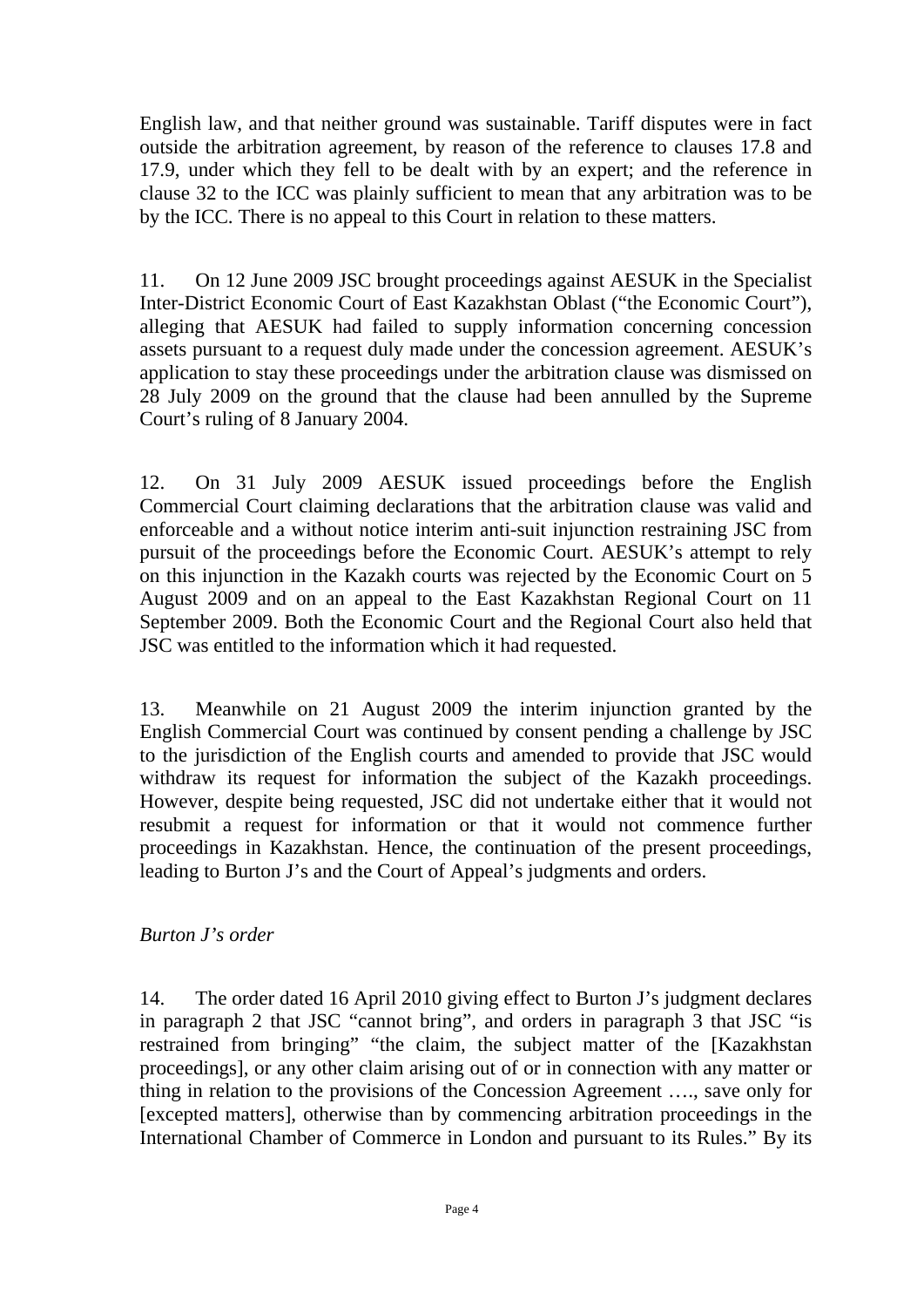English law, and that neither ground was sustainable. Tariff disputes were in fact outside the arbitration agreement, by reason of the reference to clauses 17.8 and 17.9, under which they fell to be dealt with by an expert; and the reference in clause 32 to the ICC was plainly sufficient to mean that any arbitration was to be by the ICC. There is no appeal to this Court in relation to these matters.

11. On 12 June 2009 JSC brought proceedings against AESUK in the Specialist Inter-District Economic Court of East Kazakhstan Oblast ("the Economic Court"), alleging that AESUK had failed to supply information concerning concession assets pursuant to a request duly made under the concession agreement. AESUK's application to stay these proceedings under the arbitration clause was dismissed on 28 July 2009 on the ground that the clause had been annulled by the Supreme Court's ruling of 8 January 2004.

12. On 31 July 2009 AESUK issued proceedings before the English Commercial Court claiming declarations that the arbitration clause was valid and enforceable and a without notice interim anti-suit injunction restraining JSC from pursuit of the proceedings before the Economic Court. AESUK's attempt to rely on this injunction in the Kazakh courts was rejected by the Economic Court on 5 August 2009 and on an appeal to the East Kazakhstan Regional Court on 11 September 2009. Both the Economic Court and the Regional Court also held that JSC was entitled to the information which it had requested.

13. Meanwhile on 21 August 2009 the interim injunction granted by the English Commercial Court was continued by consent pending a challenge by JSC to the jurisdiction of the English courts and amended to provide that JSC would withdraw its request for information the subject of the Kazakh proceedings. However, despite being requested, JSC did not undertake either that it would not resubmit a request for information or that it would not commence further proceedings in Kazakhstan. Hence, the continuation of the present proceedings, leading to Burton J's and the Court of Appeal's judgments and orders.

*Burton J's order*

14. The order dated 16 April 2010 giving effect to Burton J's judgment declares in paragraph 2 that JSC "cannot bring", and orders in paragraph 3 that JSC "is restrained from bringing" "the claim, the subject matter of the [Kazakhstan proceedings], or any other claim arising out of or in connection with any matter or thing in relation to the provisions of the Concession Agreement …., save only for [excepted matters], otherwise than by commencing arbitration proceedings in the International Chamber of Commerce in London and pursuant to its Rules." By its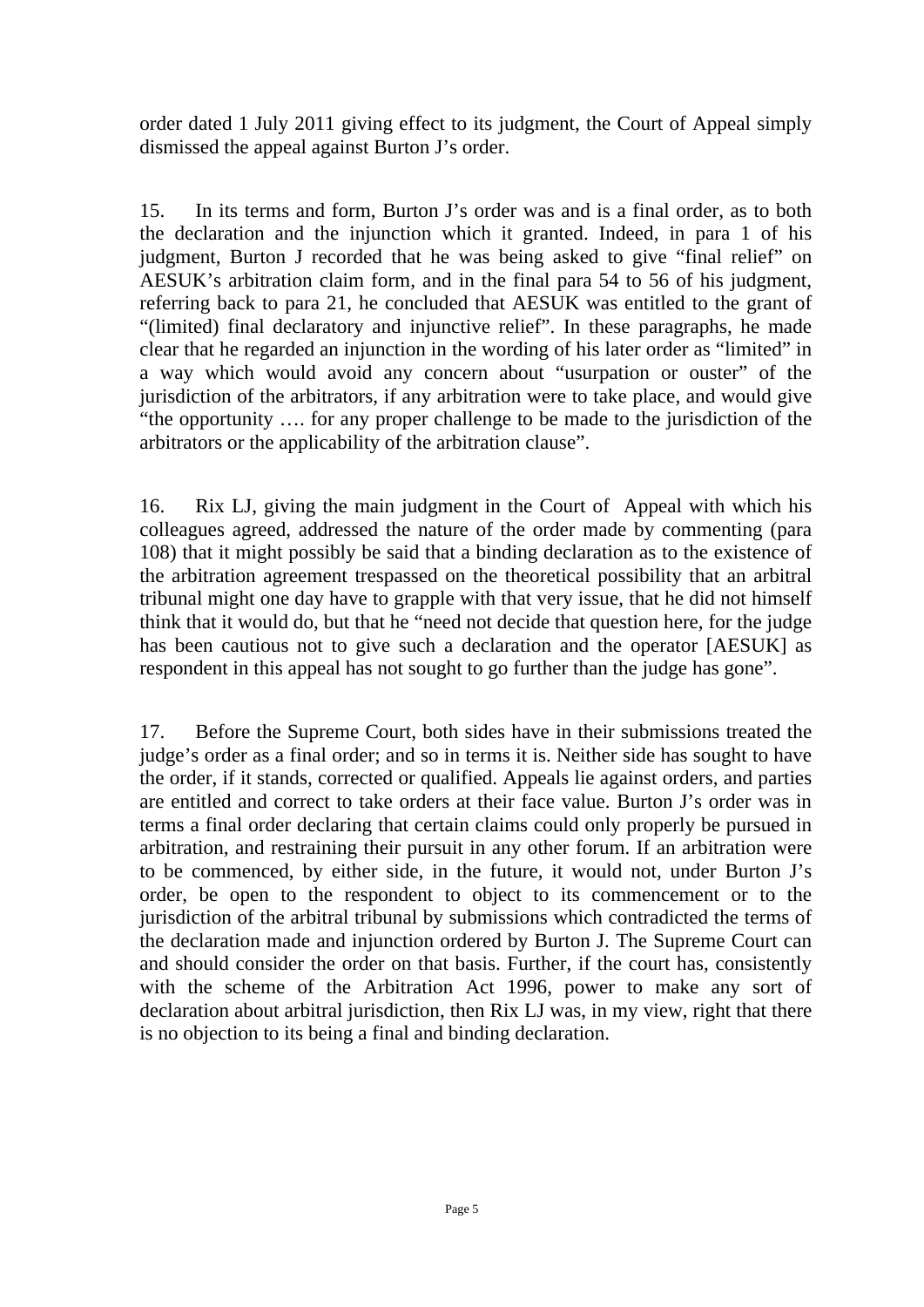order dated 1 July 2011 giving effect to its judgment, the Court of Appeal simply dismissed the appeal against Burton J's order.

15. In its terms and form, Burton J's order was and is a final order, as to both the declaration and the injunction which it granted. Indeed, in para 1 of his judgment, Burton J recorded that he was being asked to give "final relief" on AESUK's arbitration claim form, and in the final para 54 to 56 of his judgment, referring back to para 21, he concluded that AESUK was entitled to the grant of "(limited) final declaratory and injunctive relief". In these paragraphs, he made clear that he regarded an injunction in the wording of his later order as "limited" in a way which would avoid any concern about "usurpation or ouster" of the jurisdiction of the arbitrators, if any arbitration were to take place, and would give "the opportunity …. for any proper challenge to be made to the jurisdiction of the arbitrators or the applicability of the arbitration clause".

16. Rix LJ, giving the main judgment in the Court of Appeal with which his colleagues agreed, addressed the nature of the order made by commenting (para 108) that it might possibly be said that a binding declaration as to the existence of the arbitration agreement trespassed on the theoretical possibility that an arbitral tribunal might one day have to grapple with that very issue, that he did not himself think that it would do, but that he "need not decide that question here, for the judge has been cautious not to give such a declaration and the operator [AESUK] as respondent in this appeal has not sought to go further than the judge has gone".

17. Before the Supreme Court, both sides have in their submissions treated the judge's order as a final order; and so in terms it is. Neither side has sought to have the order, if it stands, corrected or qualified. Appeals lie against orders, and parties are entitled and correct to take orders at their face value. Burton J's order was in terms a final order declaring that certain claims could only properly be pursued in arbitration, and restraining their pursuit in any other forum. If an arbitration were to be commenced, by either side, in the future, it would not, under Burton J's order, be open to the respondent to object to its commencement or to the jurisdiction of the arbitral tribunal by submissions which contradicted the terms of the declaration made and injunction ordered by Burton J. The Supreme Court can and should consider the order on that basis. Further, if the court has, consistently with the scheme of the Arbitration Act 1996, power to make any sort of declaration about arbitral jurisdiction, then Rix LJ was, in my view, right that there is no objection to its being a final and binding declaration.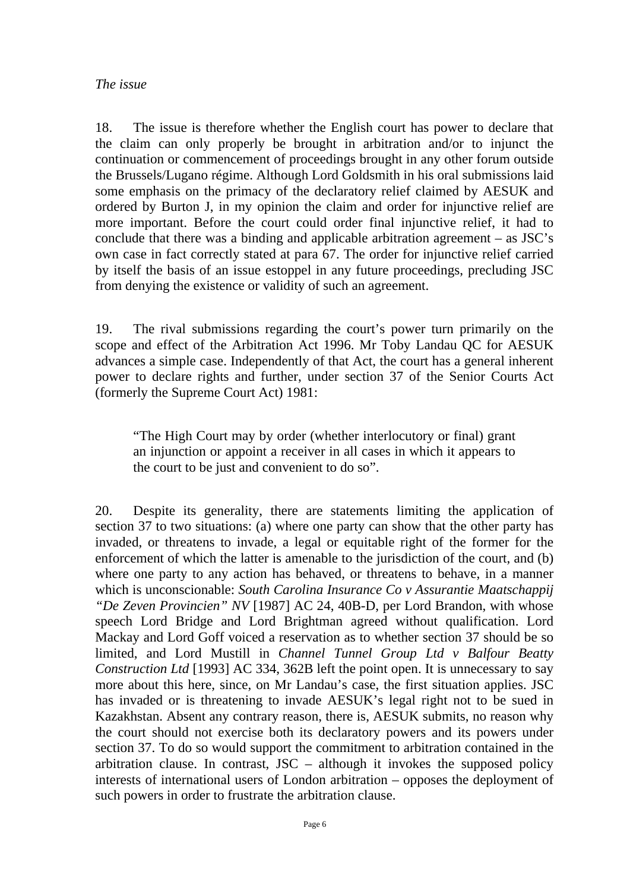*The issue*

18. The issue is therefore whether the English court has power to declare that the claim can only properly be brought in arbitration and/or to injunct the continuation or commencement of proceedings brought in any other forum outside the Brussels/Lugano régime. Although Lord Goldsmith in his oral submissions laid some emphasis on the primacy of the declaratory relief claimed by AESUK and ordered by Burton J, in my opinion the claim and order for injunctive relief are more important. Before the court could order final injunctive relief, it had to conclude that there was a binding and applicable arbitration agreement – as JSC's own case in fact correctly stated at para 67. The order for injunctive relief carried by itself the basis of an issue estoppel in any future proceedings, precluding JSC from denying the existence or validity of such an agreement.

19. The rival submissions regarding the court's power turn primarily on the scope and effect of the Arbitration Act 1996. Mr Toby Landau QC for AESUK advances a simple case. Independently of that Act, the court has a general inherent power to declare rights and further, under section 37 of the Senior Courts Act (formerly the Supreme Court Act) 1981:

> "The High Court may by order (whether interlocutory or final) grant an injunction or appoint a receiver in all cases in which it appears to the court to be just and convenient to do so".

20. Despite its generality, there are statements limiting the application of section 37 to two situations: (a) where one party can show that the other party has invaded, or threatens to invade, a legal or equitable right of the former for the enforcement of which the latter is amenable to the jurisdiction of the court, and (b) where one party to any action has behaved, or threatens to behave, in a manner which is unconscionable: *South Carolina Insurance Co v Assurantie Maatschappij "De Zeven Provincien" NV* [1987] AC 24, 40B-D, per Lord Brandon, with whose speech Lord Bridge and Lord Brightman agreed without qualification. Lord Mackay and Lord Goff voiced a reservation as to whether section 37 should be so limited, and Lord Mustill in *Channel Tunnel Group Ltd v Balfour Beatty Construction Ltd* [1993] AC 334, 362B left the point open. It is unnecessary to say more about this here, since, on Mr Landau's case, the first situation applies. JSC has invaded or is threatening to invade AESUK's legal right not to be sued in Kazakhstan. Absent any contrary reason, there is, AESUK submits, no reason why the court should not exercise both its declaratory powers and its powers under section 37. To do so would support the commitment to arbitration contained in the arbitration clause. In contrast, JSC – although it invokes the supposed policy interests of international users of London arbitration – opposes the deployment of such powers in order to frustrate the arbitration clause.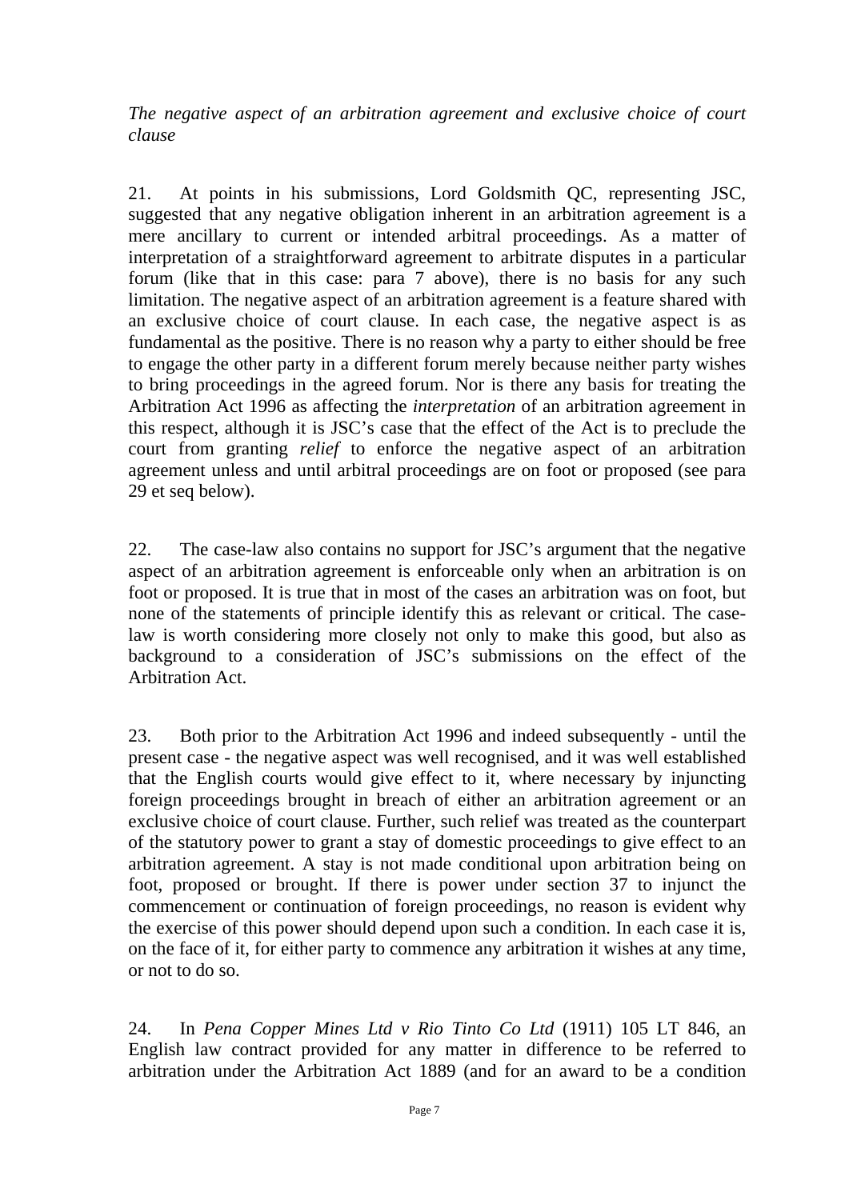*The negative aspect of an arbitration agreement and exclusive choice of court clause*

21. At points in his submissions, Lord Goldsmith QC, representing JSC, suggested that any negative obligation inherent in an arbitration agreement is a mere ancillary to current or intended arbitral proceedings. As a matter of interpretation of a straightforward agreement to arbitrate disputes in a particular forum (like that in this case: para 7 above), there is no basis for any such limitation. The negative aspect of an arbitration agreement is a feature shared with an exclusive choice of court clause. In each case, the negative aspect is as fundamental as the positive. There is no reason why a party to either should be free to engage the other party in a different forum merely because neither party wishes to bring proceedings in the agreed forum. Nor is there any basis for treating the Arbitration Act 1996 as affecting the *interpretation* of an arbitration agreement in this respect, although it is JSC's case that the effect of the Act is to preclude the court from granting *relief* to enforce the negative aspect of an arbitration agreement unless and until arbitral proceedings are on foot or proposed (see para 29 et seq below).

22. The case-law also contains no support for JSC's argument that the negative aspect of an arbitration agreement is enforceable only when an arbitration is on foot or proposed. It is true that in most of the cases an arbitration was on foot, but none of the statements of principle identify this as relevant or critical. The case-law is worth considering more closely not only to make this good, but also as background to a consideration of JSC's submissions on the effect of the Arbitration Act.

23. Both prior to the Arbitration Act 1996 and indeed subsequently - until the present case - the negative aspect was well recognised, and it was well established that the English courts would give effect to it, where necessary by injuncting foreign proceedings brought in breach of either an arbitration agreement or an exclusive choice of court clause. Further, such relief was treated as the counterpart of the statutory power to grant a stay of domestic proceedings to give effect to an arbitration agreement. A stay is not made conditional upon arbitration being on foot, proposed or brought. If there is power under section 37 to injunct the commencement or continuation of foreign proceedings, no reason is evident why the exercise of this power should depend upon such a condition. In each case it is, on the face of it, for either party to commence any arbitration it wishes at any time, or not to do so.

24. In *Pena Copper Mines Ltd v Rio Tinto Co Ltd* (1911) 105 LT 846, an English law contract provided for any matter in difference to be referred to arbitration under the Arbitration Act 1889 (and for an award to be a condition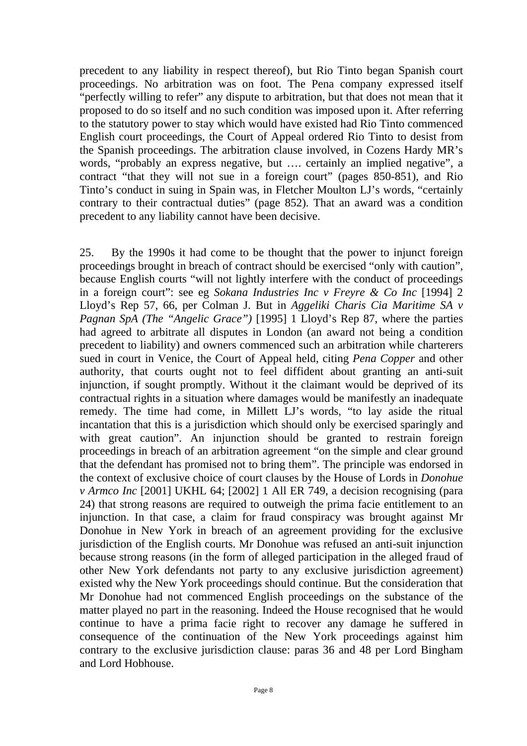precedent to any liability in respect thereof), but Rio Tinto began Spanish court proceedings. No arbitration was on foot. The Pena company expressed itself "perfectly willing to refer" any dispute to arbitration, but that does not mean that it proposed to do so itself and no such condition was imposed upon it. After referring to the statutory power to stay which would have existed had Rio Tinto commenced English court proceedings, the Court of Appeal ordered Rio Tinto to desist from the Spanish proceedings. The arbitration clause involved, in Cozens Hardy MR's words, "probably an express negative, but …. certainly an implied negative", a contract "that they will not sue in a foreign court" (pages 850-851), and Rio Tinto's conduct in suing in Spain was, in Fletcher Moulton LJ's words, "certainly contrary to their contractual duties" (page 852). That an award was a condition precedent to any liability cannot have been decisive.

25. By the 1990s it had come to be thought that the power to injunct foreign proceedings brought in breach of contract should be exercised "only with caution", because English courts "will not lightly interfere with the conduct of proceedings in a foreign court": see eg *Sokana Industries Inc v Freyre & Co Inc* [1994] 2 Lloyd's Rep 57, 66, per Colman J. But in *Aggeliki Charis Cia Maritime SA v Pagnan SpA (The "Angelic Grace")* [1995] 1 Lloyd's Rep 87, where the parties had agreed to arbitrate all disputes in London (an award not being a condition precedent to liability) and owners commenced such an arbitration while charterers sued in court in Venice, the Court of Appeal held, citing *Pena Copper* and other authority, that courts ought not to feel diffident about granting an anti-suit injunction, if sought promptly. Without it the claimant would be deprived of its contractual rights in a situation where damages would be manifestly an inadequate remedy. The time had come, in Millett LJ's words, "to lay aside the ritual incantation that this is a jurisdiction which should only be exercised sparingly and with great caution". An injunction should be granted to restrain foreign proceedings in breach of an arbitration agreement "on the simple and clear ground that the defendant has promised not to bring them". The principle was endorsed in the context of exclusive choice of court clauses by the House of Lords in *Donohue v Armco Inc* [2001] UKHL 64; [2002] 1 All ER 749, a decision recognising (para 24) that strong reasons are required to outweigh the prima facie entitlement to an injunction. In that case, a claim for fraud conspiracy was brought against Mr Donohue in New York in breach of an agreement providing for the exclusive jurisdiction of the English courts. Mr Donohue was refused an anti-suit injunction because strong reasons (in the form of alleged participation in the alleged fraud of other New York defendants not party to any exclusive jurisdiction agreement) existed why the New York proceedings should continue. But the consideration that Mr Donohue had not commenced English proceedings on the substance of the matter played no part in the reasoning. Indeed the House recognised that he would continue to have a prima facie right to recover any damage he suffered in consequence of the continuation of the New York proceedings against him contrary to the exclusive jurisdiction clause: paras 36 and 48 per Lord Bingham and Lord Hobhouse.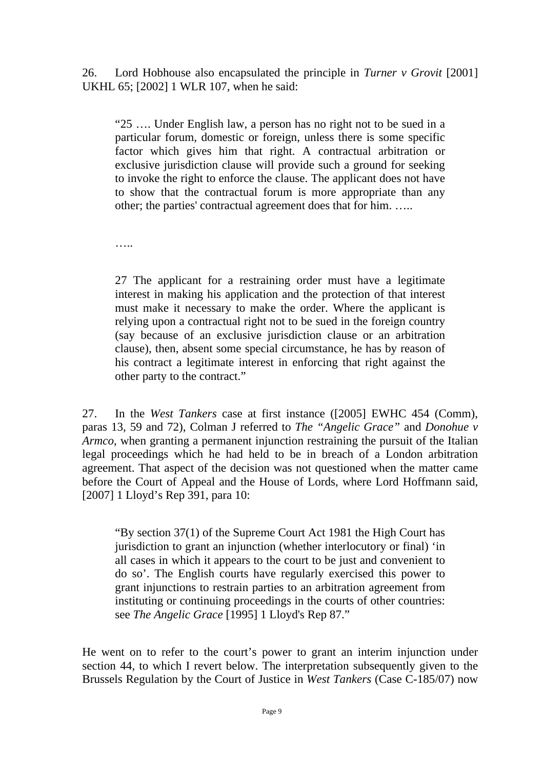26. Lord Hobhouse also encapsulated the principle in *Turner v Grovit* [2001] UKHL 65; [2002] 1 WLR 107, when he said:

> "25 …. Under English law, a person has no right not to be sued in a particular forum, domestic or foreign, unless there is some specific factor which gives him that right. A contractual arbitration or exclusive jurisdiction clause will provide such a ground for seeking to invoke the right to enforce the clause. The applicant does not have to show that the contractual forum is more appropriate than any other; the parties' contractual agreement does that for him. …..
>
> …..
>
> 27 The applicant for a restraining order must have a legitimate interest in making his application and the protection of that interest must make it necessary to make the order. Where the applicant is relying upon a contractual right not to be sued in the foreign country (say because of an exclusive jurisdiction clause or an arbitration clause), then, absent some special circumstance, he has by reason of his contract a legitimate interest in enforcing that right against the other party to the contract."

27. In the *West Tankers* case at first instance ([2005] EWHC 454 (Comm), paras 13, 59 and 72), Colman J referred to *The "Angelic Grace"* and *Donohue v Armco*, when granting a permanent injunction restraining the pursuit of the Italian legal proceedings which he had held to be in breach of a London arbitration agreement. That aspect of the decision was not questioned when the matter came before the Court of Appeal and the House of Lords, where Lord Hoffmann said, [2007] 1 Lloyd's Rep 391, para 10:

> "By section 37(1) of the Supreme Court Act 1981 the High Court has jurisdiction to grant an injunction (whether interlocutory or final) 'in all cases in which it appears to the court to be just and convenient to do so'. The English courts have regularly exercised this power to grant injunctions to restrain parties to an arbitration agreement from instituting or continuing proceedings in the courts of other countries: see *The Angelic Grace* [1995] 1 Lloyd's Rep 87."

He went on to refer to the court's power to grant an interim injunction under section 44, to which I revert below. The interpretation subsequently given to the Brussels Regulation by the Court of Justice in *West Tankers* (Case C-185/07) now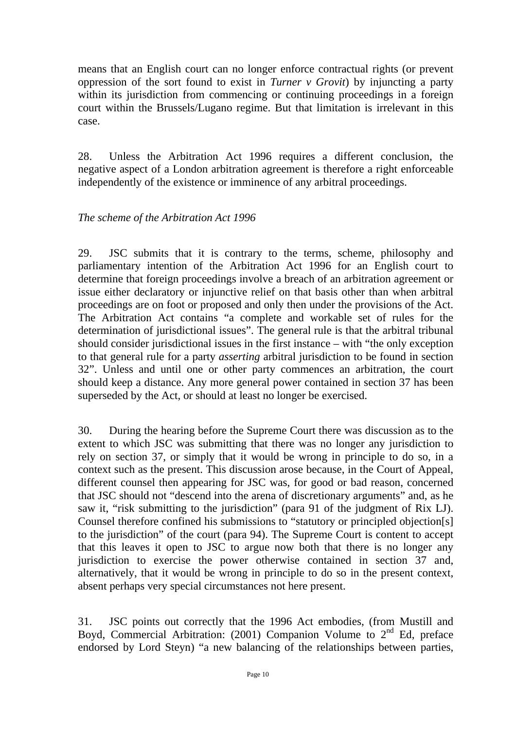means that an English court can no longer enforce contractual rights (or prevent oppression of the sort found to exist in *Turner v Grovit*) by injuncting a party within its jurisdiction from commencing or continuing proceedings in a foreign court within the Brussels/Lugano regime. But that limitation is irrelevant in this case.

28. Unless the Arbitration Act 1996 requires a different conclusion, the negative aspect of a London arbitration agreement is therefore a right enforceable independently of the existence or imminence of any arbitral proceedings.

*The scheme of the Arbitration Act 1996*

29. JSC submits that it is contrary to the terms, scheme, philosophy and parliamentary intention of the Arbitration Act 1996 for an English court to determine that foreign proceedings involve a breach of an arbitration agreement or issue either declaratory or injunctive relief on that basis other than when arbitral proceedings are on foot or proposed and only then under the provisions of the Act. The Arbitration Act contains "a complete and workable set of rules for the determination of jurisdictional issues". The general rule is that the arbitral tribunal should consider jurisdictional issues in the first instance – with "the only exception to that general rule for a party *asserting* arbitral jurisdiction to be found in section 32". Unless and until one or other party commences an arbitration, the court should keep a distance. Any more general power contained in section 37 has been superseded by the Act, or should at least no longer be exercised.

30. During the hearing before the Supreme Court there was discussion as to the extent to which JSC was submitting that there was no longer any jurisdiction to rely on section 37, or simply that it would be wrong in principle to do so, in a context such as the present. This discussion arose because, in the Court of Appeal, different counsel then appearing for JSC was, for good or bad reason, concerned that JSC should not "descend into the arena of discretionary arguments" and, as he saw it, "risk submitting to the jurisdiction" (para 91 of the judgment of Rix LJ). Counsel therefore confined his submissions to "statutory or principled objection[s] to the jurisdiction" of the court (para 94). The Supreme Court is content to accept that this leaves it open to JSC to argue now both that there is no longer any jurisdiction to exercise the power otherwise contained in section 37 and, alternatively, that it would be wrong in principle to do so in the present context, absent perhaps very special circumstances not here present.

31. JSC points out correctly that the 1996 Act embodies, (from Mustill and Boyd, Commercial Arbitration: (2001) Companion Volume to 2nd Ed, preface endorsed by Lord Steyn) "a new balancing of the relationships between parties,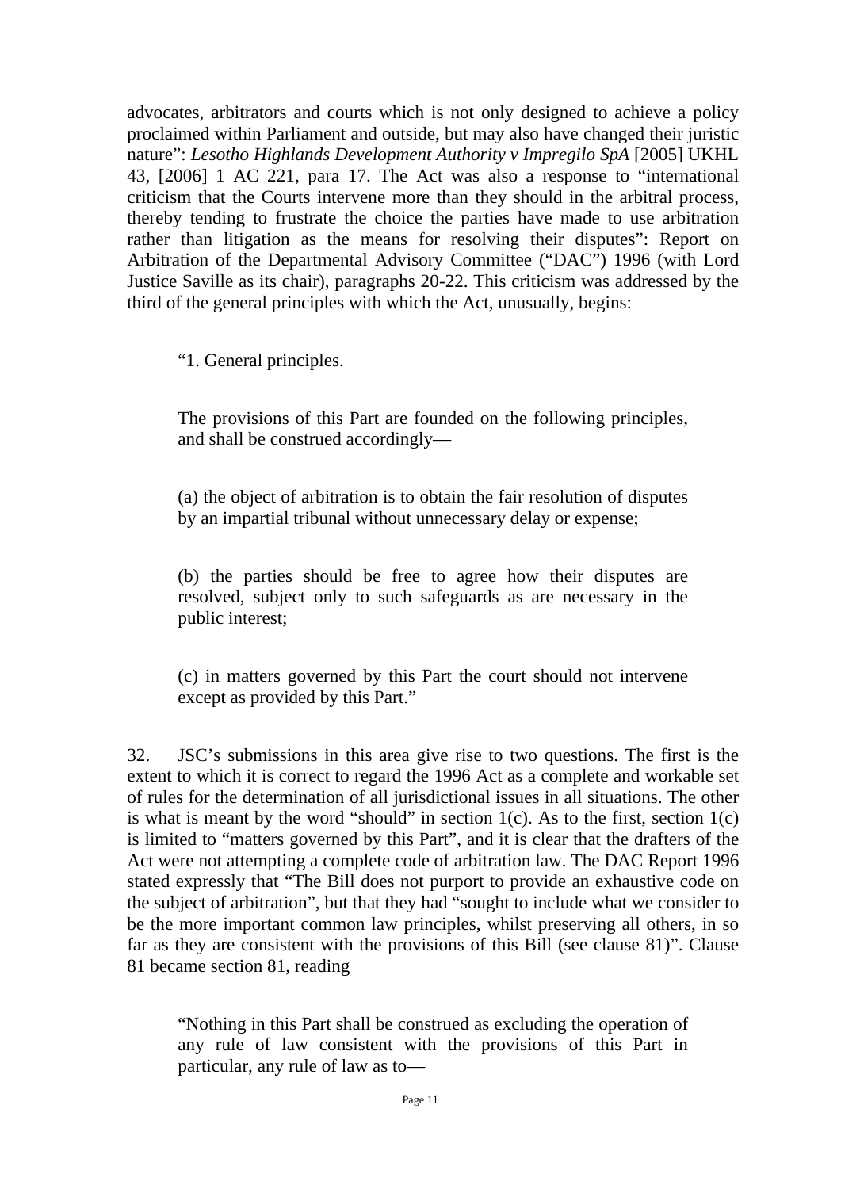advocates, arbitrators and courts which is not only designed to achieve a policy proclaimed within Parliament and outside, but may also have changed their juristic nature": *Lesotho Highlands Development Authority v Impregilo SpA* [2005] UKHL 43, [2006] 1 AC 221, para 17. The Act was also a response to "international criticism that the Courts intervene more than they should in the arbitral process, thereby tending to frustrate the choice the parties have made to use arbitration rather than litigation as the means for resolving their disputes": Report on Arbitration of the Departmental Advisory Committee ("DAC") 1996 (with Lord Justice Saville as its chair), paragraphs 20-22. This criticism was addressed by the third of the general principles with which the Act, unusually, begins:

> "1. General principles.
>
> The provisions of this Part are founded on the following principles, and shall be construed accordingly—
>
> (a) the object of arbitration is to obtain the fair resolution of disputes by an impartial tribunal without unnecessary delay or expense;
>
> (b) the parties should be free to agree how their disputes are resolved, subject only to such safeguards as are necessary in the public interest;
>
> (c) in matters governed by this Part the court should not intervene except as provided by this Part."

32. JSC's submissions in this area give rise to two questions. The first is the extent to which it is correct to regard the 1996 Act as a complete and workable set of rules for the determination of all jurisdictional issues in all situations. The other is what is meant by the word "should" in section 1(c). As to the first, section 1(c) is limited to "matters governed by this Part", and it is clear that the drafters of the Act were not attempting a complete code of arbitration law. The DAC Report 1996 stated expressly that "The Bill does not purport to provide an exhaustive code on the subject of arbitration", but that they had "sought to include what we consider to be the more important common law principles, whilst preserving all others, in so far as they are consistent with the provisions of this Bill (see clause 81)". Clause 81 became section 81, reading

> "Nothing in this Part shall be construed as excluding the operation of any rule of law consistent with the provisions of this Part in particular, any rule of law as to—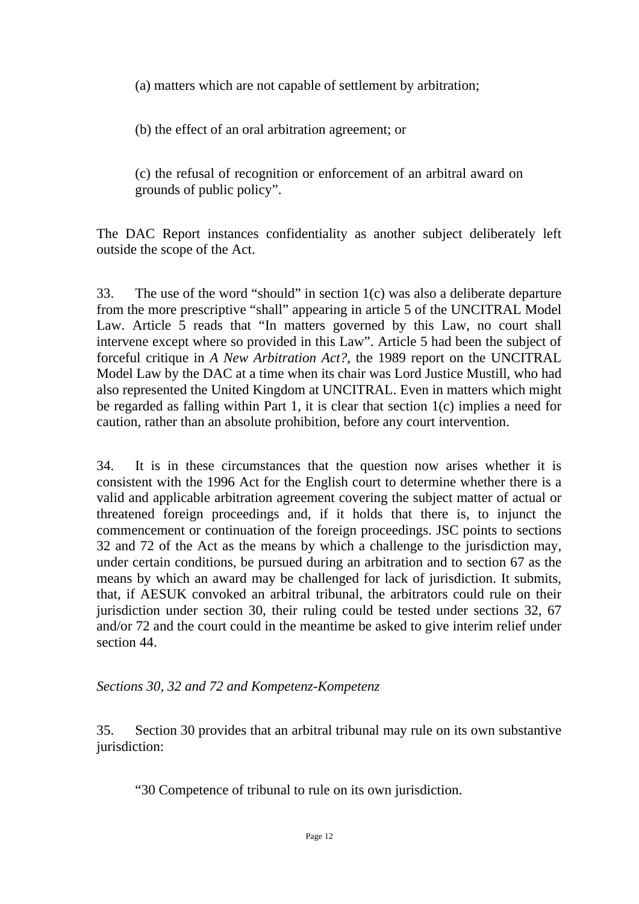(a) matters which are not capable of settlement by arbitration;

(b) the effect of an oral arbitration agreement; or

(c) the refusal of recognition or enforcement of an arbitral award on grounds of public policy".

The DAC Report instances confidentiality as another subject deliberately left outside the scope of the Act.

33. The use of the word "should" in section 1(c) was also a deliberate departure from the more prescriptive "shall" appearing in article 5 of the UNCITRAL Model Law. Article 5 reads that "In matters governed by this Law, no court shall intervene except where so provided in this Law". Article 5 had been the subject of forceful critique in *A New Arbitration Act?*, the 1989 report on the UNCITRAL Model Law by the DAC at a time when its chair was Lord Justice Mustill, who had also represented the United Kingdom at UNCITRAL. Even in matters which might be regarded as falling within Part 1, it is clear that section 1(c) implies a need for caution, rather than an absolute prohibition, before any court intervention.

34. It is in these circumstances that the question now arises whether it is consistent with the 1996 Act for the English court to determine whether there is a valid and applicable arbitration agreement covering the subject matter of actual or threatened foreign proceedings and, if it holds that there is, to injunct the commencement or continuation of the foreign proceedings. JSC points to sections 32 and 72 of the Act as the means by which a challenge to the jurisdiction may, under certain conditions, be pursued during an arbitration and to section 67 as the means by which an award may be challenged for lack of jurisdiction. It submits, that, if AESUK convoked an arbitral tribunal, the arbitrators could rule on their jurisdiction under section 30, their ruling could be tested under sections 32, 67 and/or 72 and the court could in the meantime be asked to give interim relief under section 44.

*Sections 30, 32 and 72 and Kompetenz-Kompetenz*

35. Section 30 provides that an arbitral tribunal may rule on its own substantive jurisdiction:

"30 Competence of tribunal to rule on its own jurisdiction.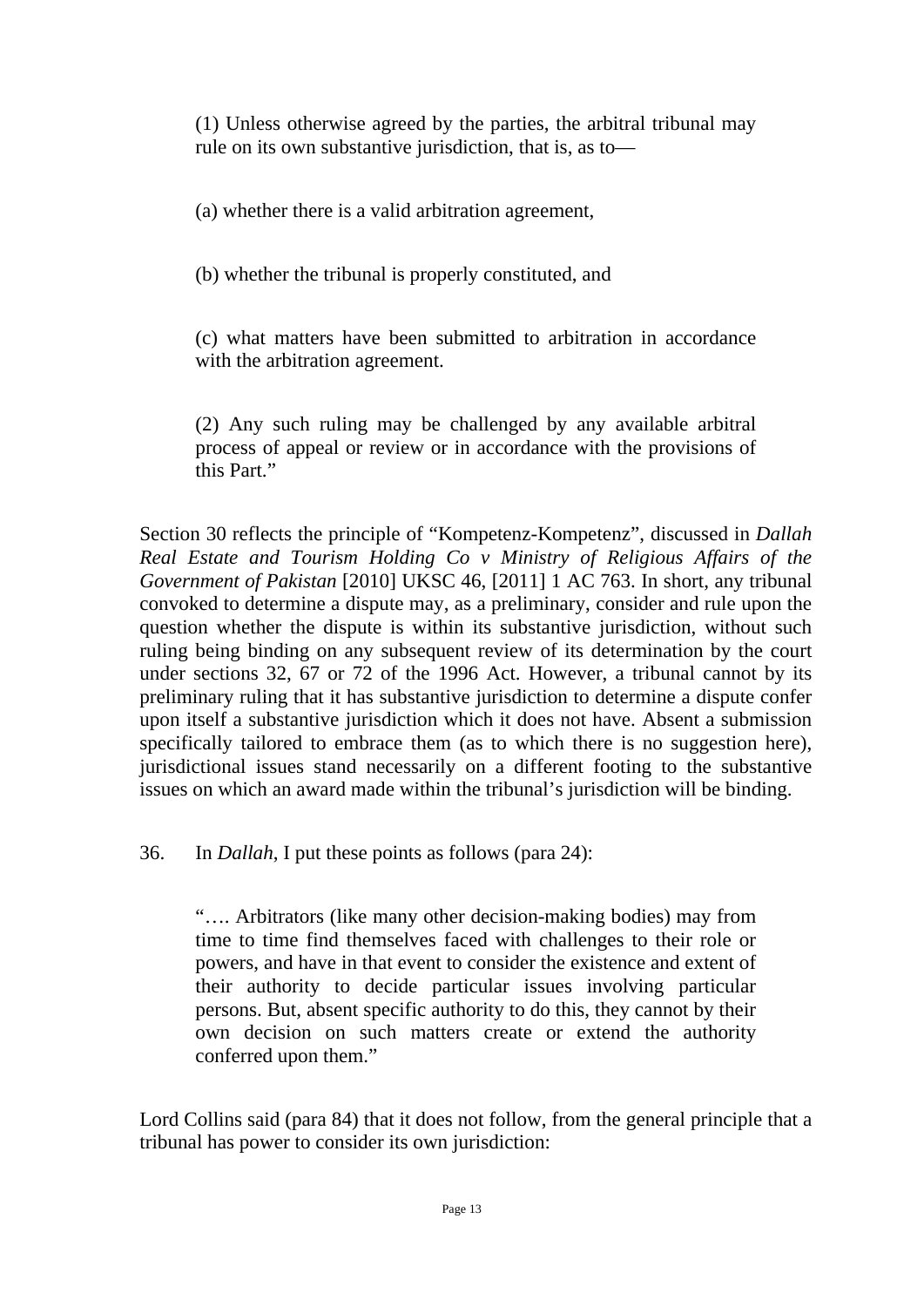> (1) Unless otherwise agreed by the parties, the arbitral tribunal may rule on its own substantive jurisdiction, that is, as to—
>
> (a) whether there is a valid arbitration agreement,
>
> (b) whether the tribunal is properly constituted, and
>
> (c) what matters have been submitted to arbitration in accordance with the arbitration agreement.
>
> (2) Any such ruling may be challenged by any available arbitral process of appeal or review or in accordance with the provisions of this Part."

Section 30 reflects the principle of "Kompetenz-Kompetenz", discussed in *Dallah Real Estate and Tourism Holding Co v Ministry of Religious Affairs of the Government of Pakistan* [2010] UKSC 46, [2011] 1 AC 763. In short, any tribunal convoked to determine a dispute may, as a preliminary, consider and rule upon the question whether the dispute is within its substantive jurisdiction, without such ruling being binding on any subsequent review of its determination by the court under sections 32, 67 or 72 of the 1996 Act. However, a tribunal cannot by its preliminary ruling that it has substantive jurisdiction to determine a dispute confer upon itself a substantive jurisdiction which it does not have. Absent a submission specifically tailored to embrace them (as to which there is no suggestion here), jurisdictional issues stand necessarily on a different footing to the substantive issues on which an award made within the tribunal's jurisdiction will be binding.

36. In *Dallah*, I put these points as follows (para 24):

> "…. Arbitrators (like many other decision-making bodies) may from time to time find themselves faced with challenges to their role or powers, and have in that event to consider the existence and extent of their authority to decide particular issues involving particular persons. But, absent specific authority to do this, they cannot by their own decision on such matters create or extend the authority conferred upon them."

Lord Collins said (para 84) that it does not follow, from the general principle that a tribunal has power to consider its own jurisdiction: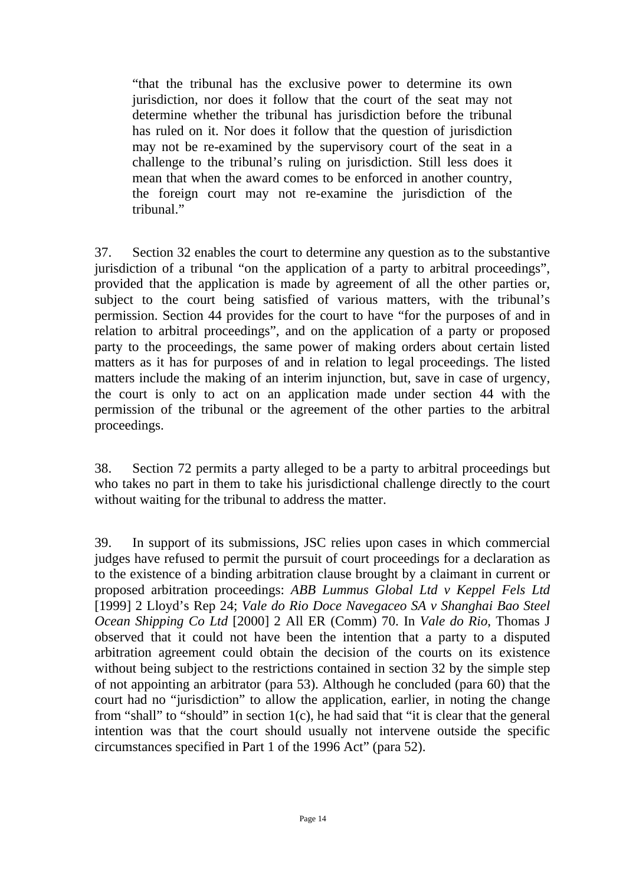> "that the tribunal has the exclusive power to determine its own jurisdiction, nor does it follow that the court of the seat may not determine whether the tribunal has jurisdiction before the tribunal has ruled on it. Nor does it follow that the question of jurisdiction may not be re-examined by the supervisory court of the seat in a challenge to the tribunal's ruling on jurisdiction. Still less does it mean that when the award comes to be enforced in another country, the foreign court may not re-examine the jurisdiction of the tribunal."

37. Section 32 enables the court to determine any question as to the substantive jurisdiction of a tribunal "on the application of a party to arbitral proceedings", provided that the application is made by agreement of all the other parties or, subject to the court being satisfied of various matters, with the tribunal's permission. Section 44 provides for the court to have "for the purposes of and in relation to arbitral proceedings", and on the application of a party or proposed party to the proceedings, the same power of making orders about certain listed matters as it has for purposes of and in relation to legal proceedings. The listed matters include the making of an interim injunction, but, save in case of urgency, the court is only to act on an application made under section 44 with the permission of the tribunal or the agreement of the other parties to the arbitral proceedings.

38. Section 72 permits a party alleged to be a party to arbitral proceedings but who takes no part in them to take his jurisdictional challenge directly to the court without waiting for the tribunal to address the matter.

39. In support of its submissions, JSC relies upon cases in which commercial judges have refused to permit the pursuit of court proceedings for a declaration as to the existence of a binding arbitration clause brought by a claimant in current or proposed arbitration proceedings: *ABB Lummus Global Ltd v Keppel Fels Ltd* [1999] 2 Lloyd's Rep 24; *Vale do Rio Doce Navegaceo SA v Shanghai Bao Steel Ocean Shipping Co Ltd* [2000] 2 All ER (Comm) 70. In *Vale do Rio*, Thomas J observed that it could not have been the intention that a party to a disputed arbitration agreement could obtain the decision of the courts on its existence without being subject to the restrictions contained in section 32 by the simple step of not appointing an arbitrator (para 53). Although he concluded (para 60) that the court had no "jurisdiction" to allow the application, earlier, in noting the change from "shall" to "should" in section 1(c), he had said that "it is clear that the general intention was that the court should usually not intervene outside the specific circumstances specified in Part 1 of the 1996 Act" (para 52).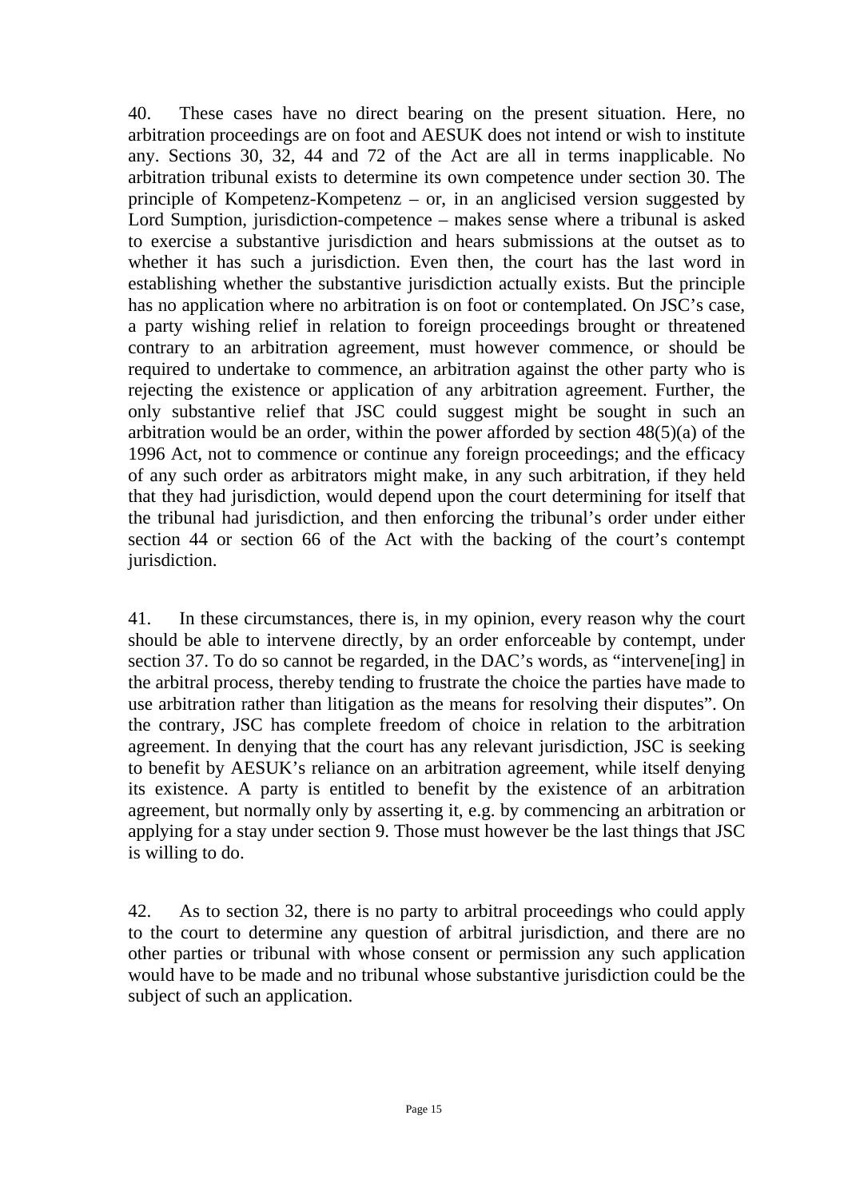40. These cases have no direct bearing on the present situation. Here, no arbitration proceedings are on foot and AESUK does not intend or wish to institute any. Sections 30, 32, 44 and 72 of the Act are all in terms inapplicable. No arbitration tribunal exists to determine its own competence under section 30. The principle of Kompetenz-Kompetenz – or, in an anglicised version suggested by Lord Sumption, jurisdiction-competence – makes sense where a tribunal is asked to exercise a substantive jurisdiction and hears submissions at the outset as to whether it has such a jurisdiction. Even then, the court has the last word in establishing whether the substantive jurisdiction actually exists. But the principle has no application where no arbitration is on foot or contemplated. On JSC's case, a party wishing relief in relation to foreign proceedings brought or threatened contrary to an arbitration agreement, must however commence, or should be required to undertake to commence, an arbitration against the other party who is rejecting the existence or application of any arbitration agreement. Further, the only substantive relief that JSC could suggest might be sought in such an arbitration would be an order, within the power afforded by section 48(5)(a) of the 1996 Act, not to commence or continue any foreign proceedings; and the efficacy of any such order as arbitrators might make, in any such arbitration, if they held that they had jurisdiction, would depend upon the court determining for itself that the tribunal had jurisdiction, and then enforcing the tribunal's order under either section 44 or section 66 of the Act with the backing of the court's contempt jurisdiction.

41. In these circumstances, there is, in my opinion, every reason why the court should be able to intervene directly, by an order enforceable by contempt, under section 37. To do so cannot be regarded, in the DAC's words, as "intervene[ing] in the arbitral process, thereby tending to frustrate the choice the parties have made to use arbitration rather than litigation as the means for resolving their disputes". On the contrary, JSC has complete freedom of choice in relation to the arbitration agreement. In denying that the court has any relevant jurisdiction, JSC is seeking to benefit by AESUK's reliance on an arbitration agreement, while itself denying its existence. A party is entitled to benefit by the existence of an arbitration agreement, but normally only by asserting it, e.g. by commencing an arbitration or applying for a stay under section 9. Those must however be the last things that JSC is willing to do.

42. As to section 32, there is no party to arbitral proceedings who could apply to the court to determine any question of arbitral jurisdiction, and there are no other parties or tribunal with whose consent or permission any such application would have to be made and no tribunal whose substantive jurisdiction could be the subject of such an application.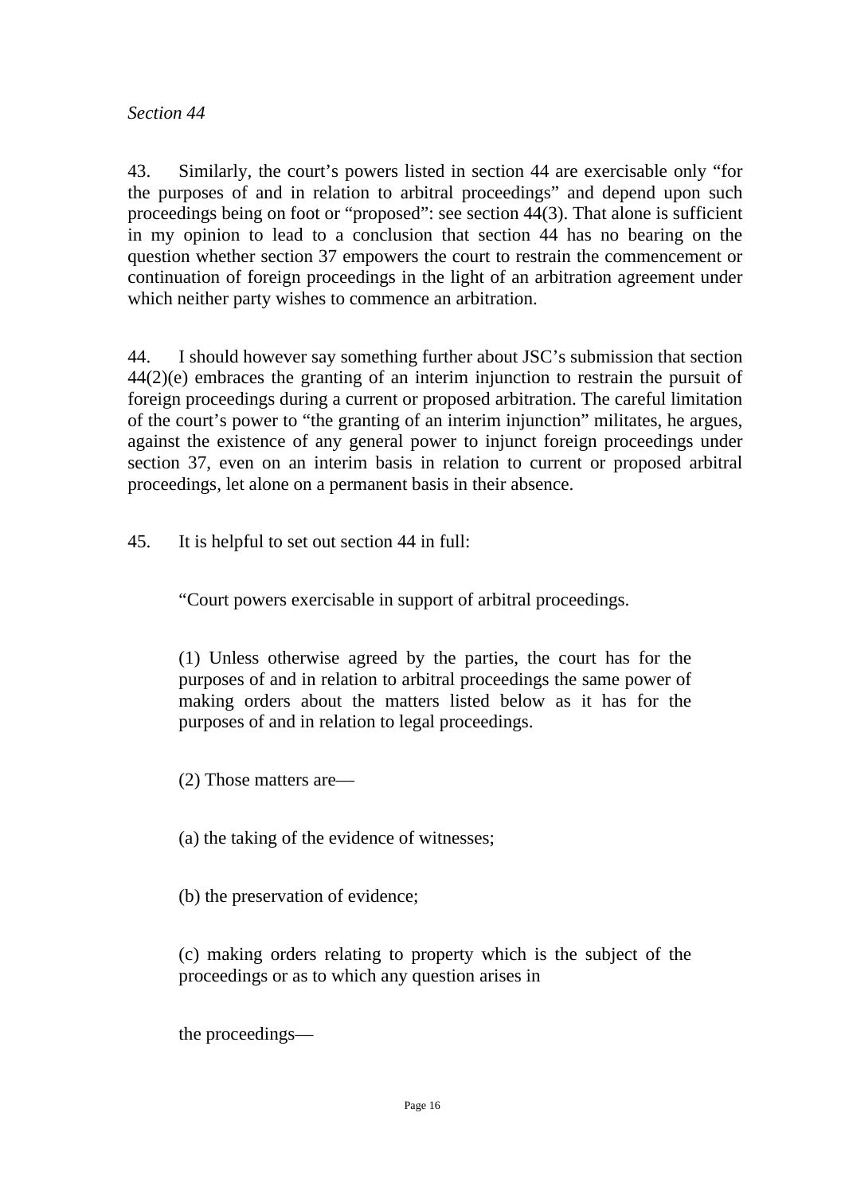*Section 44*

43. Similarly, the court's powers listed in section 44 are exercisable only "for the purposes of and in relation to arbitral proceedings" and depend upon such proceedings being on foot or "proposed": see section 44(3). That alone is sufficient in my opinion to lead to a conclusion that section 44 has no bearing on the question whether section 37 empowers the court to restrain the commencement or continuation of foreign proceedings in the light of an arbitration agreement under which neither party wishes to commence an arbitration.

44. I should however say something further about JSC's submission that section 44(2)(e) embraces the granting of an interim injunction to restrain the pursuit of foreign proceedings during a current or proposed arbitration. The careful limitation of the court's power to "the granting of an interim injunction" militates, he argues, against the existence of any general power to injunct foreign proceedings under section 37, even on an interim basis in relation to current or proposed arbitral proceedings, let alone on a permanent basis in their absence.

45. It is helpful to set out section 44 in full:

> "Court powers exercisable in support of arbitral proceedings.
>
> (1) Unless otherwise agreed by the parties, the court has for the purposes of and in relation to arbitral proceedings the same power of making orders about the matters listed below as it has for the purposes of and in relation to legal proceedings.
>
> (2) Those matters are—
>
> (a) the taking of the evidence of witnesses;
>
> (b) the preservation of evidence;
>
> (c) making orders relating to property which is the subject of the proceedings or as to which any question arises in the proceedings—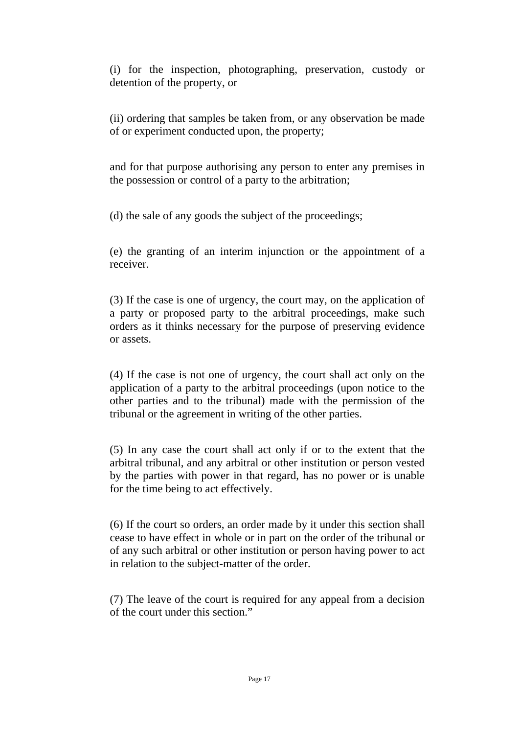(i) for the inspection, photographing, preservation, custody or detention of the property, or

(ii) ordering that samples be taken from, or any observation be made of or experiment conducted upon, the property;

and for that purpose authorising any person to enter any premises in the possession or control of a party to the arbitration;

(d) the sale of any goods the subject of the proceedings;

(e) the granting of an interim injunction or the appointment of a receiver.

(3) If the case is one of urgency, the court may, on the application of a party or proposed party to the arbitral proceedings, make such orders as it thinks necessary for the purpose of preserving evidence or assets.

(4) If the case is not one of urgency, the court shall act only on the application of a party to the arbitral proceedings (upon notice to the other parties and to the tribunal) made with the permission of the tribunal or the agreement in writing of the other parties.

(5) In any case the court shall act only if or to the extent that the arbitral tribunal, and any arbitral or other institution or person vested by the parties with power in that regard, has no power or is unable for the time being to act effectively.

(6) If the court so orders, an order made by it under this section shall cease to have effect in whole or in part on the order of the tribunal or of any such arbitral or other institution or person having power to act in relation to the subject-matter of the order.

(7) The leave of the court is required for any appeal from a decision of the court under this section."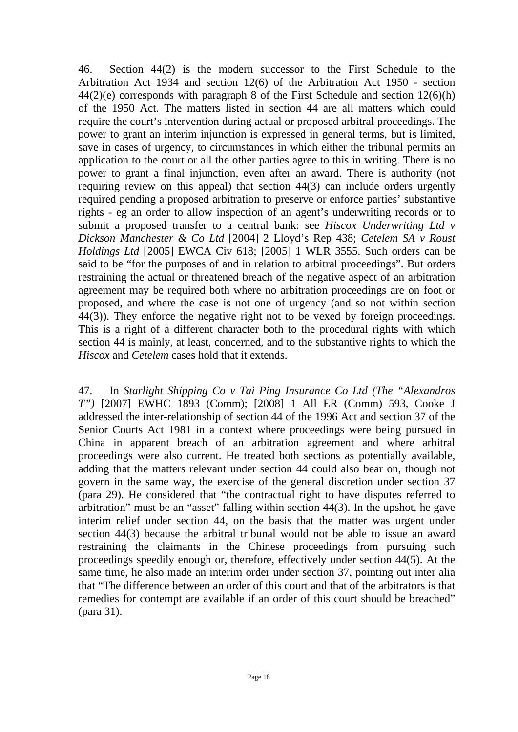46. Section 44(2) is the modern successor to the First Schedule to the Arbitration Act 1934 and section 12(6) of the Arbitration Act 1950 - section 44(2)(e) corresponds with paragraph 8 of the First Schedule and section 12(6)(h) of the 1950 Act. The matters listed in section 44 are all matters which could require the court's intervention during actual or proposed arbitral proceedings. The power to grant an interim injunction is expressed in general terms, but is limited, save in cases of urgency, to circumstances in which either the tribunal permits an application to the court or all the other parties agree to this in writing. There is no power to grant a final injunction, even after an award. There is authority (not requiring review on this appeal) that section 44(3) can include orders urgently required pending a proposed arbitration to preserve or enforce parties' substantive rights - eg an order to allow inspection of an agent's underwriting records or to submit a proposed transfer to a central bank: see *Hiscox Underwriting Ltd v Dickson Manchester & Co Ltd* [2004] 2 Lloyd's Rep 438; *Cetelem SA v Roust Holdings Ltd* [2005] EWCA Civ 618; [2005] 1 WLR 3555. Such orders can be said to be "for the purposes of and in relation to arbitral proceedings". But orders restraining the actual or threatened breach of the negative aspect of an arbitration agreement may be required both where no arbitration proceedings are on foot or proposed, and where the case is not one of urgency (and so not within section 44(3)). They enforce the negative right not to be vexed by foreign proceedings. This is a right of a different character both to the procedural rights with which section 44 is mainly, at least, concerned, and to the substantive rights to which the *Hiscox* and *Cetelem* cases hold that it extends.

47. In *Starlight Shipping Co v Tai Ping Insurance Co Ltd (The "Alexandros T")* [2007] EWHC 1893 (Comm); [2008] 1 All ER (Comm) 593, Cooke J addressed the inter-relationship of section 44 of the 1996 Act and section 37 of the Senior Courts Act 1981 in a context where proceedings were being pursued in China in apparent breach of an arbitration agreement and where arbitral proceedings were also current. He treated both sections as potentially available, adding that the matters relevant under section 44 could also bear on, though not govern in the same way, the exercise of the general discretion under section 37 (para 29). He considered that "the contractual right to have disputes referred to arbitration" must be an "asset" falling within section 44(3). In the upshot, he gave interim relief under section 44, on the basis that the matter was urgent under section 44(3) because the arbitral tribunal would not be able to issue an award restraining the claimants in the Chinese proceedings from pursuing such proceedings speedily enough or, therefore, effectively under section 44(5). At the same time, he also made an interim order under section 37, pointing out inter alia that "The difference between an order of this court and that of the arbitrators is that remedies for contempt are available if an order of this court should be breached" (para 31).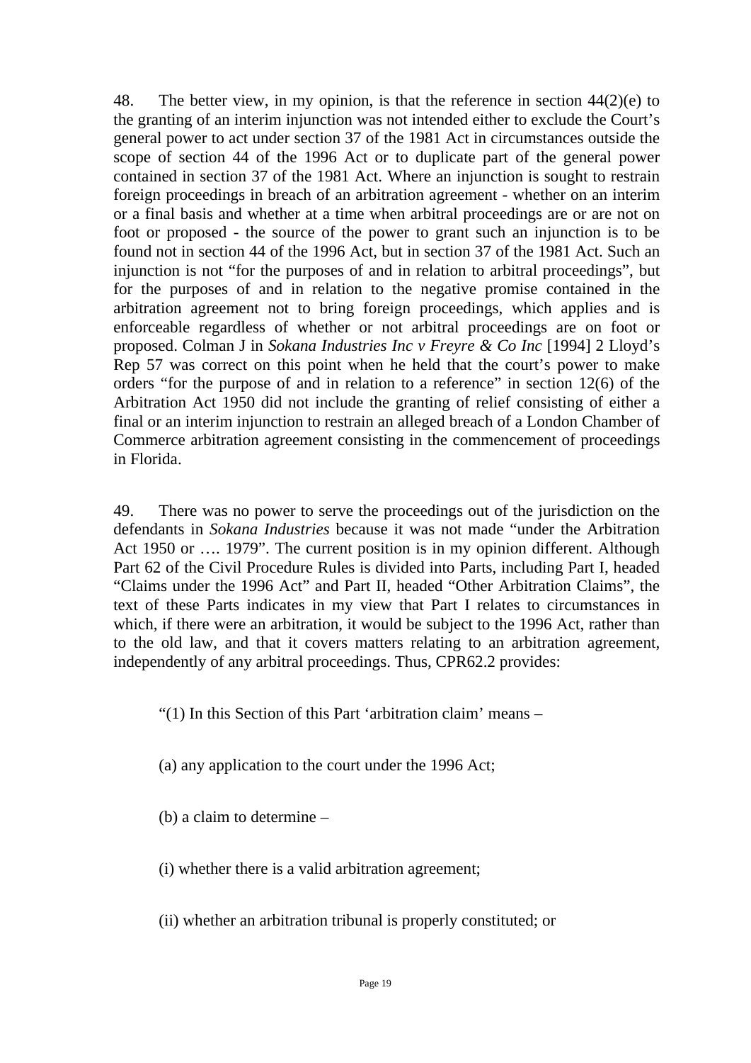48. The better view, in my opinion, is that the reference in section 44(2)(e) to the granting of an interim injunction was not intended either to exclude the Court's general power to act under section 37 of the 1981 Act in circumstances outside the scope of section 44 of the 1996 Act or to duplicate part of the general power contained in section 37 of the 1981 Act. Where an injunction is sought to restrain foreign proceedings in breach of an arbitration agreement - whether on an interim or a final basis and whether at a time when arbitral proceedings are or are not on foot or proposed - the source of the power to grant such an injunction is to be found not in section 44 of the 1996 Act, but in section 37 of the 1981 Act. Such an injunction is not "for the purposes of and in relation to arbitral proceedings", but for the purposes of and in relation to the negative promise contained in the arbitration agreement not to bring foreign proceedings, which applies and is enforceable regardless of whether or not arbitral proceedings are on foot or proposed. Colman J in *Sokana Industries Inc v Freyre & Co Inc* [1994] 2 Lloyd's Rep 57 was correct on this point when he held that the court's power to make orders "for the purpose of and in relation to a reference" in section 12(6) of the Arbitration Act 1950 did not include the granting of relief consisting of either a final or an interim injunction to restrain an alleged breach of a London Chamber of Commerce arbitration agreement consisting in the commencement of proceedings in Florida.

49. There was no power to serve the proceedings out of the jurisdiction on the defendants in *Sokana Industries* because it was not made "under the Arbitration Act 1950 or …. 1979". The current position is in my opinion different. Although Part 62 of the Civil Procedure Rules is divided into Parts, including Part I, headed "Claims under the 1996 Act" and Part II, headed "Other Arbitration Claims", the text of these Parts indicates in my view that Part I relates to circumstances in which, if there were an arbitration, it would be subject to the 1996 Act, rather than to the old law, and that it covers matters relating to an arbitration agreement, independently of any arbitral proceedings. Thus, CPR62.2 provides:

> "(1) In this Section of this Part 'arbitration claim' means –
>
> (a) any application to the court under the 1996 Act;
>
> (b) a claim to determine –
>
> (i) whether there is a valid arbitration agreement;
>
> (ii) whether an arbitration tribunal is properly constituted; or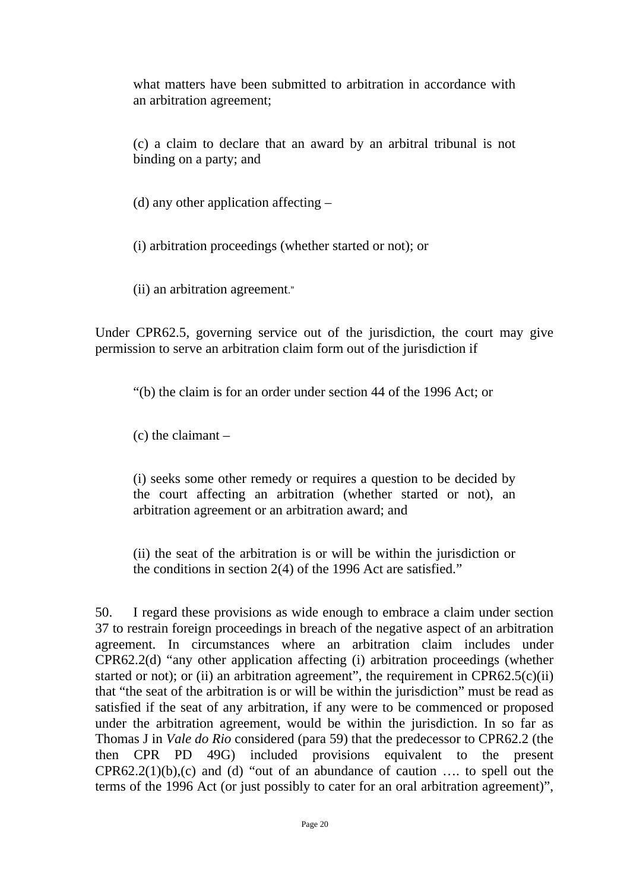> what matters have been submitted to arbitration in accordance with an arbitration agreement;
>
> (c) a claim to declare that an award by an arbitral tribunal is not binding on a party; and
>
> (d) any other application affecting –
>
> (i) arbitration proceedings (whether started or not); or
>
> (ii) an arbitration agreement."

Under CPR62.5, governing service out of the jurisdiction, the court may give permission to serve an arbitration claim form out of the jurisdiction if

> "(b) the claim is for an order under section 44 of the 1996 Act; or
>
> (c) the claimant –
>
> (i) seeks some other remedy or requires a question to be decided by the court affecting an arbitration (whether started or not), an arbitration agreement or an arbitration award; and
>
> (ii) the seat of the arbitration is or will be within the jurisdiction or the conditions in section 2(4) of the 1996 Act are satisfied."

50. I regard these provisions as wide enough to embrace a claim under section 37 to restrain foreign proceedings in breach of the negative aspect of an arbitration agreement. In circumstances where an arbitration claim includes under CPR62.2(d) "any other application affecting (i) arbitration proceedings (whether started or not); or (ii) an arbitration agreement", the requirement in CPR62.5(c)(ii) that "the seat of the arbitration is or will be within the jurisdiction" must be read as satisfied if the seat of any arbitration, if any were to be commenced or proposed under the arbitration agreement, would be within the jurisdiction. In so far as Thomas J in *Vale do Rio* considered (para 59) that the predecessor to CPR62.2 (the then CPR PD 49G) included provisions equivalent to the present CPR62.2(1)(b),(c) and (d) "out of an abundance of caution …. to spell out the terms of the 1996 Act (or just possibly to cater for an oral arbitration agreement)",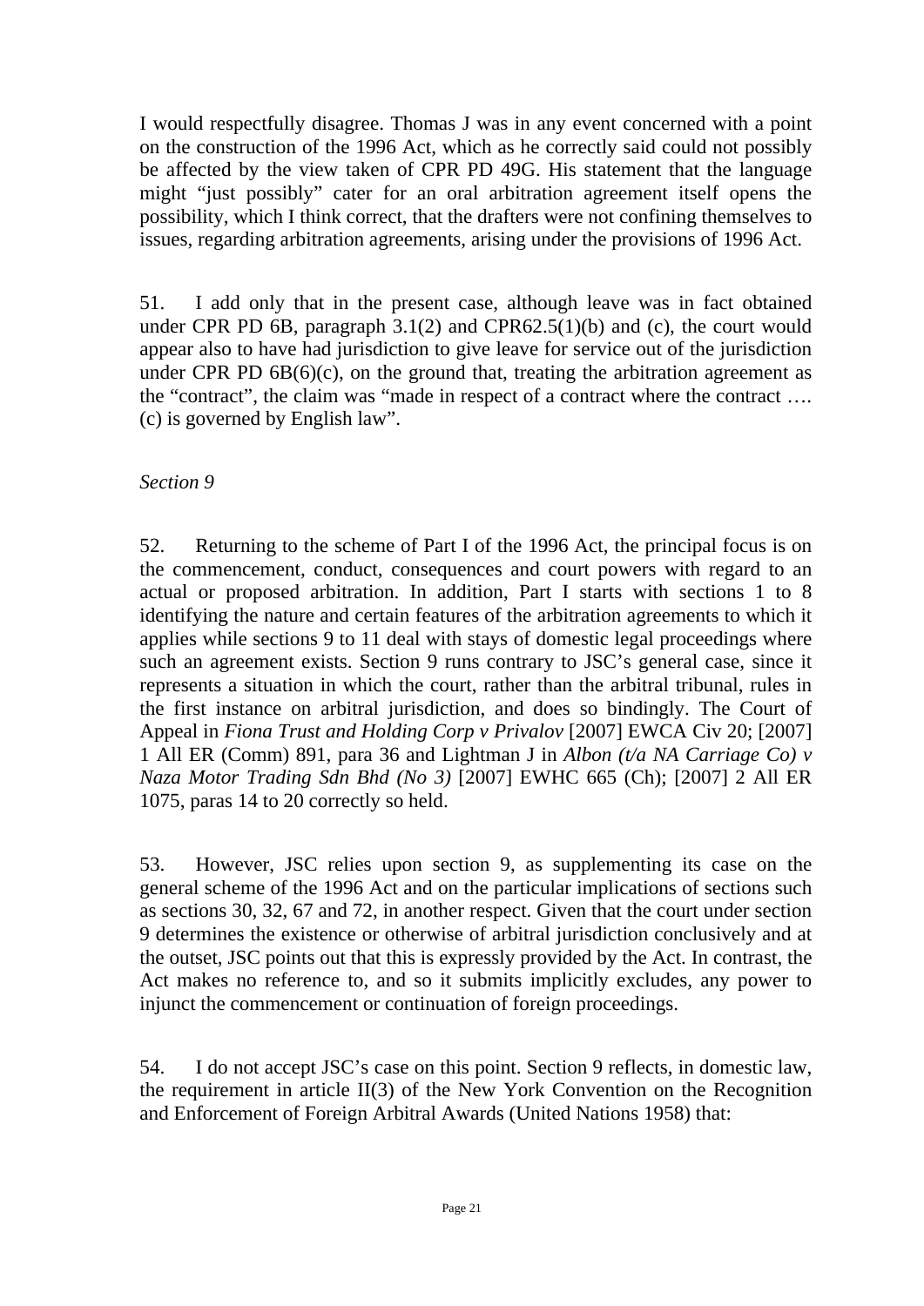I would respectfully disagree. Thomas J was in any event concerned with a point on the construction of the 1996 Act, which as he correctly said could not possibly be affected by the view taken of CPR PD 49G. His statement that the language might "just possibly" cater for an oral arbitration agreement itself opens the possibility, which I think correct, that the drafters were not confining themselves to issues, regarding arbitration agreements, arising under the provisions of 1996 Act.

51. I add only that in the present case, although leave was in fact obtained under CPR PD 6B, paragraph 3.1(2) and CPR62.5(1)(b) and (c), the court would appear also to have had jurisdiction to give leave for service out of the jurisdiction under CPR PD 6B(6)(c), on the ground that, treating the arbitration agreement as the "contract", the claim was "made in respect of a contract where the contract …. (c) is governed by English law".

*Section 9*

52. Returning to the scheme of Part I of the 1996 Act, the principal focus is on the commencement, conduct, consequences and court powers with regard to an actual or proposed arbitration. In addition, Part I starts with sections 1 to 8 identifying the nature and certain features of the arbitration agreements to which it applies while sections 9 to 11 deal with stays of domestic legal proceedings where such an agreement exists. Section 9 runs contrary to JSC's general case, since it represents a situation in which the court, rather than the arbitral tribunal, rules in the first instance on arbitral jurisdiction, and does so bindingly. The Court of Appeal in *Fiona Trust and Holding Corp v Privalov* [2007] EWCA Civ 20; [2007] 1 All ER (Comm) 891, para 36 and Lightman J in *Albon (t/a NA Carriage Co) v Naza Motor Trading Sdn Bhd (No 3)* [2007] EWHC 665 (Ch); [2007] 2 All ER 1075, paras 14 to 20 correctly so held.

53. However, JSC relies upon section 9, as supplementing its case on the general scheme of the 1996 Act and on the particular implications of sections such as sections 30, 32, 67 and 72, in another respect. Given that the court under section 9 determines the existence or otherwise of arbitral jurisdiction conclusively and at the outset, JSC points out that this is expressly provided by the Act. In contrast, the Act makes no reference to, and so it submits implicitly excludes, any power to injunct the commencement or continuation of foreign proceedings.

54. I do not accept JSC's case on this point. Section 9 reflects, in domestic law, the requirement in article II(3) of the New York Convention on the Recognition and Enforcement of Foreign Arbitral Awards (United Nations 1958) that: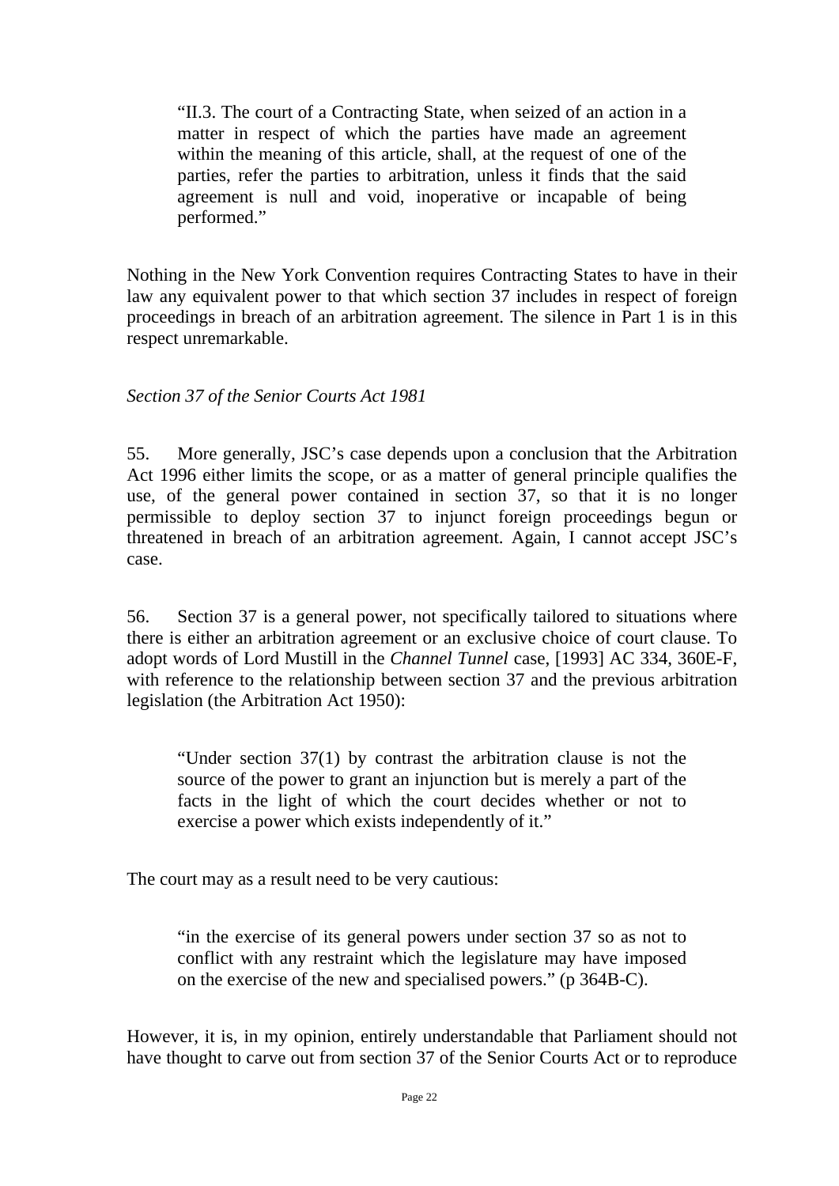> "II.3. The court of a Contracting State, when seized of an action in a matter in respect of which the parties have made an agreement within the meaning of this article, shall, at the request of one of the parties, refer the parties to arbitration, unless it finds that the said agreement is null and void, inoperative or incapable of being performed."

Nothing in the New York Convention requires Contracting States to have in their law any equivalent power to that which section 37 includes in respect of foreign proceedings in breach of an arbitration agreement. The silence in Part 1 is in this respect unremarkable.

*Section 37 of the Senior Courts Act 1981*

55. More generally, JSC's case depends upon a conclusion that the Arbitration Act 1996 either limits the scope, or as a matter of general principle qualifies the use, of the general power contained in section 37, so that it is no longer permissible to deploy section 37 to injunct foreign proceedings begun or threatened in breach of an arbitration agreement. Again, I cannot accept JSC's case.

56. Section 37 is a general power, not specifically tailored to situations where there is either an arbitration agreement or an exclusive choice of court clause. To adopt words of Lord Mustill in the *Channel Tunnel* case, [1993] AC 334, 360E-F, with reference to the relationship between section 37 and the previous arbitration legislation (the Arbitration Act 1950):

> "Under section 37(1) by contrast the arbitration clause is not the source of the power to grant an injunction but is merely a part of the facts in the light of which the court decides whether or not to exercise a power which exists independently of it."

The court may as a result need to be very cautious:

> "in the exercise of its general powers under section 37 so as not to conflict with any restraint which the legislature may have imposed on the exercise of the new and specialised powers." (p 364B-C).

However, it is, in my opinion, entirely understandable that Parliament should not have thought to carve out from section 37 of the Senior Courts Act or to reproduce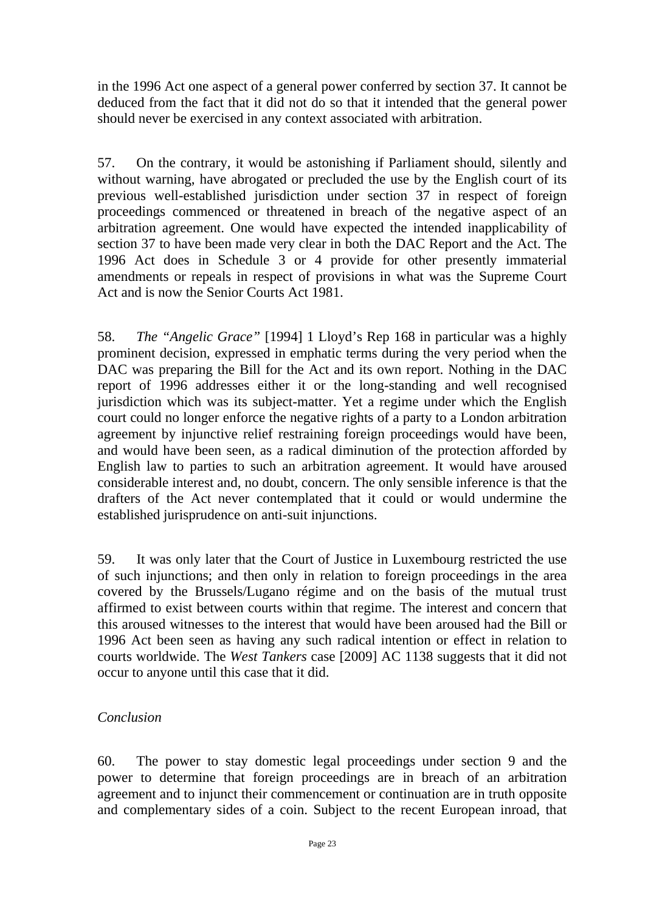in the 1996 Act one aspect of a general power conferred by section 37. It cannot be deduced from the fact that it did not do so that it intended that the general power should never be exercised in any context associated with arbitration.

57. On the contrary, it would be astonishing if Parliament should, silently and without warning, have abrogated or precluded the use by the English court of its previous well-established jurisdiction under section 37 in respect of foreign proceedings commenced or threatened in breach of the negative aspect of an arbitration agreement. One would have expected the intended inapplicability of section 37 to have been made very clear in both the DAC Report and the Act. The 1996 Act does in Schedule 3 or 4 provide for other presently immaterial amendments or repeals in respect of provisions in what was the Supreme Court Act and is now the Senior Courts Act 1981.

58. *The "Angelic Grace"* [1994] 1 Lloyd's Rep 168 in particular was a highly prominent decision, expressed in emphatic terms during the very period when the DAC was preparing the Bill for the Act and its own report. Nothing in the DAC report of 1996 addresses either it or the long-standing and well recognised jurisdiction which was its subject-matter. Yet a regime under which the English court could no longer enforce the negative rights of a party to a London arbitration agreement by injunctive relief restraining foreign proceedings would have been, and would have been seen, as a radical diminution of the protection afforded by English law to parties to such an arbitration agreement. It would have aroused considerable interest and, no doubt, concern. The only sensible inference is that the drafters of the Act never contemplated that it could or would undermine the established jurisprudence on anti-suit injunctions.

59. It was only later that the Court of Justice in Luxembourg restricted the use of such injunctions; and then only in relation to foreign proceedings in the area covered by the Brussels/Lugano régime and on the basis of the mutual trust affirmed to exist between courts within that regime. The interest and concern that this aroused witnesses to the interest that would have been aroused had the Bill or 1996 Act been seen as having any such radical intention or effect in relation to courts worldwide. The *West Tankers* case [2009] AC 1138 suggests that it did not occur to anyone until this case that it did.

*Conclusion*

60. The power to stay domestic legal proceedings under section 9 and the power to determine that foreign proceedings are in breach of an arbitration agreement and to injunct their commencement or continuation are in truth opposite and complementary sides of a coin. Subject to the recent European inroad, that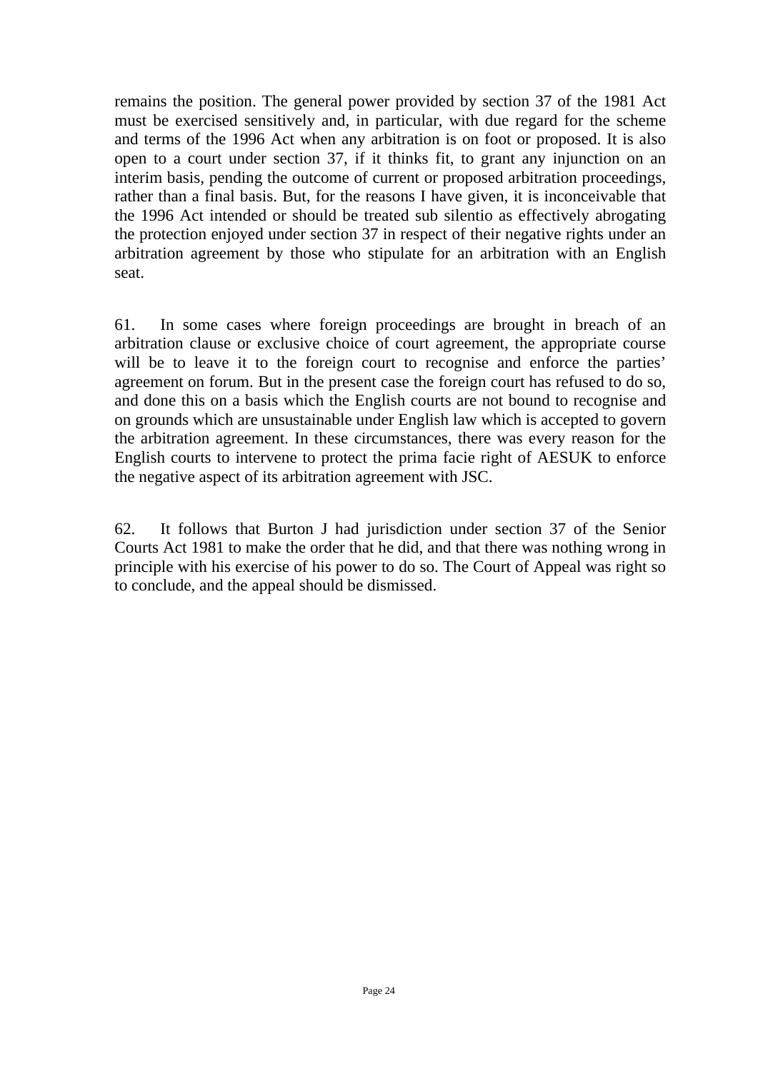remains the position. The general power provided by section 37 of the 1981 Act must be exercised sensitively and, in particular, with due regard for the scheme and terms of the 1996 Act when any arbitration is on foot or proposed. It is also open to a court under section 37, if it thinks fit, to grant any injunction on an interim basis, pending the outcome of current or proposed arbitration proceedings, rather than a final basis. But, for the reasons I have given, it is inconceivable that the 1996 Act intended or should be treated sub silentio as effectively abrogating the protection enjoyed under section 37 in respect of their negative rights under an arbitration agreement by those who stipulate for an arbitration with an English seat.

61. In some cases where foreign proceedings are brought in breach of an arbitration clause or exclusive choice of court agreement, the appropriate course will be to leave it to the foreign court to recognise and enforce the parties' agreement on forum. But in the present case the foreign court has refused to do so, and done this on a basis which the English courts are not bound to recognise and on grounds which are unsustainable under English law which is accepted to govern the arbitration agreement. In these circumstances, there was every reason for the English courts to intervene to protect the prima facie right of AESUK to enforce the negative aspect of its arbitration agreement with JSC.

62. It follows that Burton J had jurisdiction under section 37 of the Senior Courts Act 1981 to make the order that he did, and that there was nothing wrong in principle with his exercise of his power to do so. The Court of Appeal was right so to conclude, and the appeal should be dismissed.